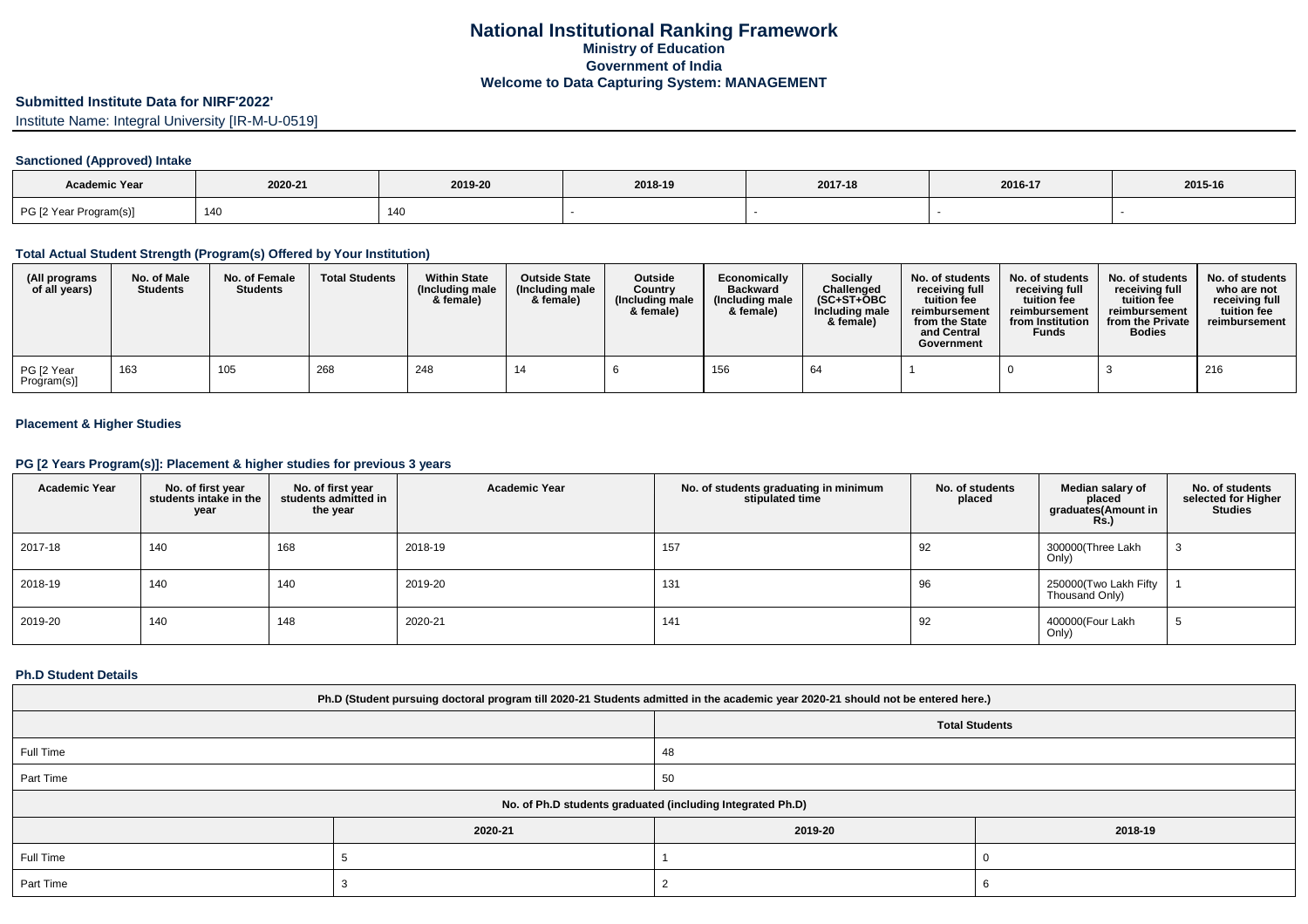# National Institutional Ranking Framework
## Ministry of Education
## Government of India
## Welcome to Data Capturing System: MANAGEMENT

**Submitted Institute Data for NIRF'2022'**

Institute Name: Integral University [IR-M-U-0519]

### Sanctioned (Approved) Intake

| Academic Year | 2020-21 | 2019-20 | 2018-19 | 2017-18 | 2016-17 | 2015-16 |
|---|---|---|---|---|---|---|
| PG [2 Year Program(s)] | 140 | 140 | - | - | - | - |

### Total Actual Student Strength (Program(s) Offered by Your Institution)

| (All programs of all years) | No. of Male Students | No. of Female Students | Total Students | Within State (Including male & female) | Outside State (Including male & female) | Outside Country (Including male & female) | Economically Backward (Including male & female) | Socially Challenged (SC+ST+OBC Including male & female) | No. of students receiving full tuition fee reimbursement from the State and Central Government | No. of students receiving full tuition fee reimbursement from Institution Funds | No. of students receiving full tuition fee reimbursement from the Private Bodies | No. of students who are not receiving full tuition fee reimbursement |
|---|---|---|---|---|---|---|---|---|---|---|---|---|
| PG [2 Year Program(s)] | 163 | 105 | 268 | 248 | 14 | 6 | 156 | 64 | 1 | 0 | 3 | 216 |

### Placement & Higher Studies

### PG [2 Years Program(s)]: Placement & higher studies for previous 3 years

| Academic Year | No. of first year students intake in the year | No. of first year students admitted in the year | Academic Year | No. of students graduating in minimum stipulated time | No. of students placed | Median salary of placed graduates(Amount in Rs.) | No. of students selected for Higher Studies |
|---|---|---|---|---|---|---|---|
| 2017-18 | 140 | 168 | 2018-19 | 157 | 92 | 300000(Three Lakh Only) | 3 |
| 2018-19 | 140 | 140 | 2019-20 | 131 | 96 | 250000(Two Lakh Fifty Thousand Only) | 1 |
| 2019-20 | 140 | 148 | 2020-21 | 141 | 92 | 400000(Four Lakh Only) | 5 |

### Ph.D Student Details

| Ph.D (Student pursuing doctoral program till 2020-21 Students admitted in the academic year 2020-21 should not be entered here.) | |
|---|---|
| | Total Students |
| Full Time | 48 |
| Part Time | 50 |

| No. of Ph.D students graduated (including Integrated Ph.D) | | | |
|---|---|---|---|
| | 2020-21 | 2019-20 | 2018-19 |
| Full Time | 5 | 1 | 0 |
| Part Time | 3 | 2 | 6 |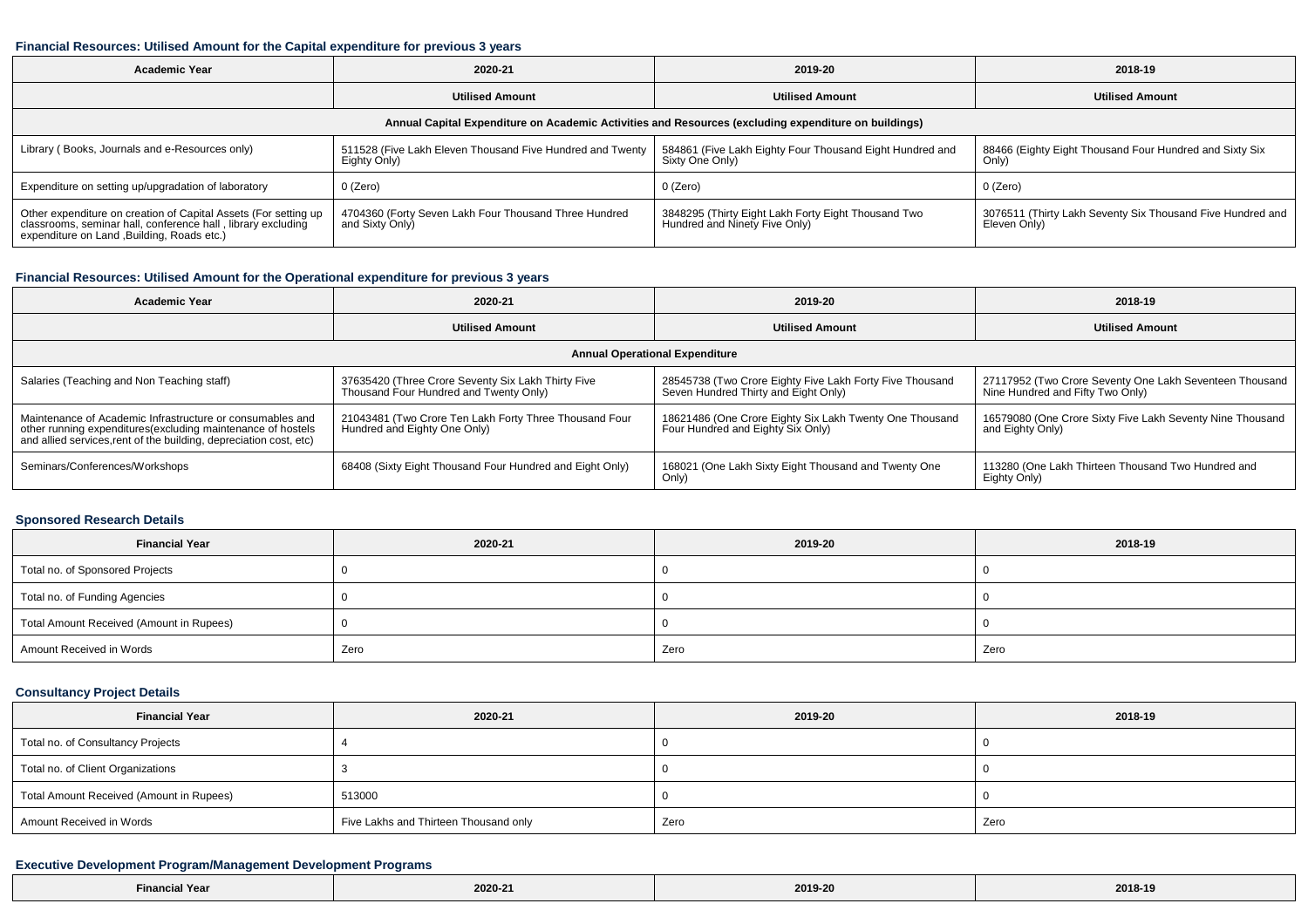#### Financial Resources: Utilised Amount for the Capital expenditure for previous 3 years

| Academic Year | 2020-21 | 2019-20 | 2018-19 |
|---|---|---|---|
| | Utilised Amount | Utilised Amount | Utilised Amount |
| Annual Capital Expenditure on Academic Activities and Resources (excluding expenditure on buildings) | | | |
| Library ( Books, Journals and e-Resources only) | 511528 (Five Lakh Eleven Thousand Five Hundred and Twenty Eighty Only) | 584861 (Five Lakh Eighty Four Thousand Eight Hundred and Sixty One Only) | 88466 (Eighty Eight Thousand Four Hundred and Sixty Six Only) |
| Expenditure on setting up/upgradation of laboratory | 0 (Zero) | 0 (Zero) | 0 (Zero) |
| Other expenditure on creation of Capital Assets (For setting up classrooms, seminar hall, conference hall , library excluding expenditure on Land ,Building, Roads etc.) | 4704360 (Forty Seven Lakh Four Thousand Three Hundred and Sixty Only) | 3848295 (Thirty Eight Lakh Forty Eight Thousand Two Hundred and Ninety Five Only) | 3076511 (Thirty Lakh Seventy Six Thousand Five Hundred and Eleven Only) |

#### Financial Resources: Utilised Amount for the Operational expenditure for previous 3 years

| Academic Year | 2020-21 | 2019-20 | 2018-19 |
|---|---|---|---|
| | Utilised Amount | Utilised Amount | Utilised Amount |
| Annual Operational Expenditure | | | |
| Salaries (Teaching and Non Teaching staff) | 37635420 (Three Crore Seventy Six Lakh Thirty Five Thousand Four Hundred and Twenty Only) | 28545738 (Two Crore Eighty Five Lakh Forty Five Thousand Seven Hundred Thirty and Eight Only) | 27117952 (Two Crore Seventy One Lakh Seventeen Thousand Nine Hundred and Fifty Two Only) |
| Maintenance of Academic Infrastructure or consumables and other running expenditures(excluding maintenance of hostels and allied services,rent of the building, depreciation cost, etc) | 21043481 (Two Crore Ten Lakh Forty Three Thousand Four Hundred and Eighty One Only) | 18621486 (One Crore Eighty Six Lakh Twenty One Thousand Four Hundred and Eighty Six Only) | 16579080 (One Crore Sixty Five Lakh Seventy Nine Thousand and Eighty Only) |
| Seminars/Conferences/Workshops | 68408 (Sixty Eight Thousand Four Hundred and Eight Only) | 168021 (One Lakh Sixty Eight Thousand and Twenty One Only) | 113280 (One Lakh Thirteen Thousand Two Hundred and Eighty Only) |

#### Sponsored Research Details

| Financial Year | 2020-21 | 2019-20 | 2018-19 |
|---|---|---|---|
| Total no. of Sponsored Projects | 0 | 0 | 0 |
| Total no. of Funding Agencies | 0 | 0 | 0 |
| Total Amount Received (Amount in Rupees) | 0 | 0 | 0 |
| Amount Received in Words | Zero | Zero | Zero |

#### Consultancy Project Details

| Financial Year | 2020-21 | 2019-20 | 2018-19 |
|---|---|---|---|
| Total no. of Consultancy Projects | 4 | 0 | 0 |
| Total no. of Client Organizations | 3 | 0 | 0 |
| Total Amount Received (Amount in Rupees) | 513000 | 0 | 0 |
| Amount Received in Words | Five Lakhs and Thirteen Thousand only | Zero | Zero |

#### Executive Development Program/Management Development Programs

| Financial Year | 2020-21 | 2019-20 | 2018-19 |
|---|---|---|---|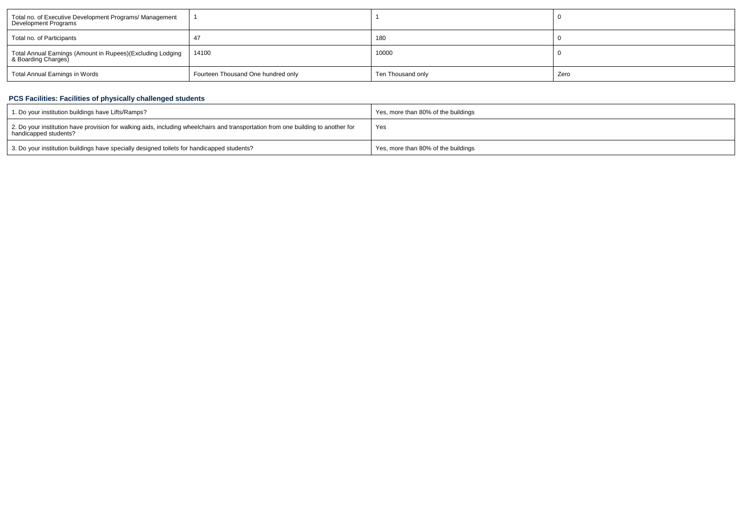| | | | |
|---|---|---|---|
| Total no. of Executive Development Programs/ Management Development Programs | 1 | 1 | 0 |
| Total no. of Participants | 47 | 180 | 0 |
| Total Annual Earnings (Amount in Rupees)(Excluding Lodging & Boarding Charges) | 14100 | 10000 | 0 |
| Total Annual Earnings in Words | Fourteen Thousand One hundred only | Ten Thousand only | Zero |

### PCS Facilities: Facilities of physically challenged students

| | |
|---|---|
| 1. Do your institution buildings have Lifts/Ramps? | Yes, more than 80% of the buildings |
| 2. Do your institution have provision for walking aids, including wheelchairs and transportation from one building to another for handicapped students? | Yes |
| 3. Do your institution buildings have specially designed toilets for handicapped students? | Yes, more than 80% of the buildings |